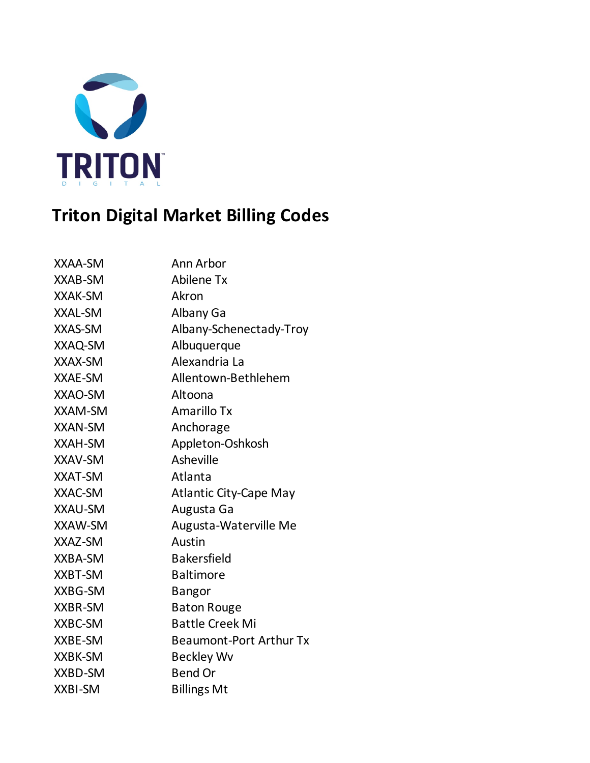# Triton Digital Market Billing Codes

| | |
|---|---|
| XXAA-SM | Ann Arbor |
| XXAB-SM | Abilene Tx |
| XXAK-SM | Akron |
| XXAL-SM | Albany Ga |
| XXAS-SM | Albany-Schenectady-Troy |
| XXAQ-SM | Albuquerque |
| XXAX-SM | Alexandria La |
| XXAE-SM | Allentown-Bethlehem |
| XXAO-SM | Altoona |
| XXAM-SM | Amarillo Tx |
| XXAN-SM | Anchorage |
| XXAH-SM | Appleton-Oshkosh |
| XXAV-SM | Asheville |
| XXAT-SM | Atlanta |
| XXAC-SM | Atlantic City-Cape May |
| XXAU-SM | Augusta Ga |
| XXAW-SM | Augusta-Waterville Me |
| XXAZ-SM | Austin |
| XXBA-SM | Bakersfield |
| XXBT-SM | Baltimore |
| XXBG-SM | Bangor |
| XXBR-SM | Baton Rouge |
| XXBC-SM | Battle Creek Mi |
| XXBE-SM | Beaumont-Port Arthur Tx |
| XXBK-SM | Beckley Wv |
| XXBD-SM | Bend Or |
| XXBI-SM | Billings Mt |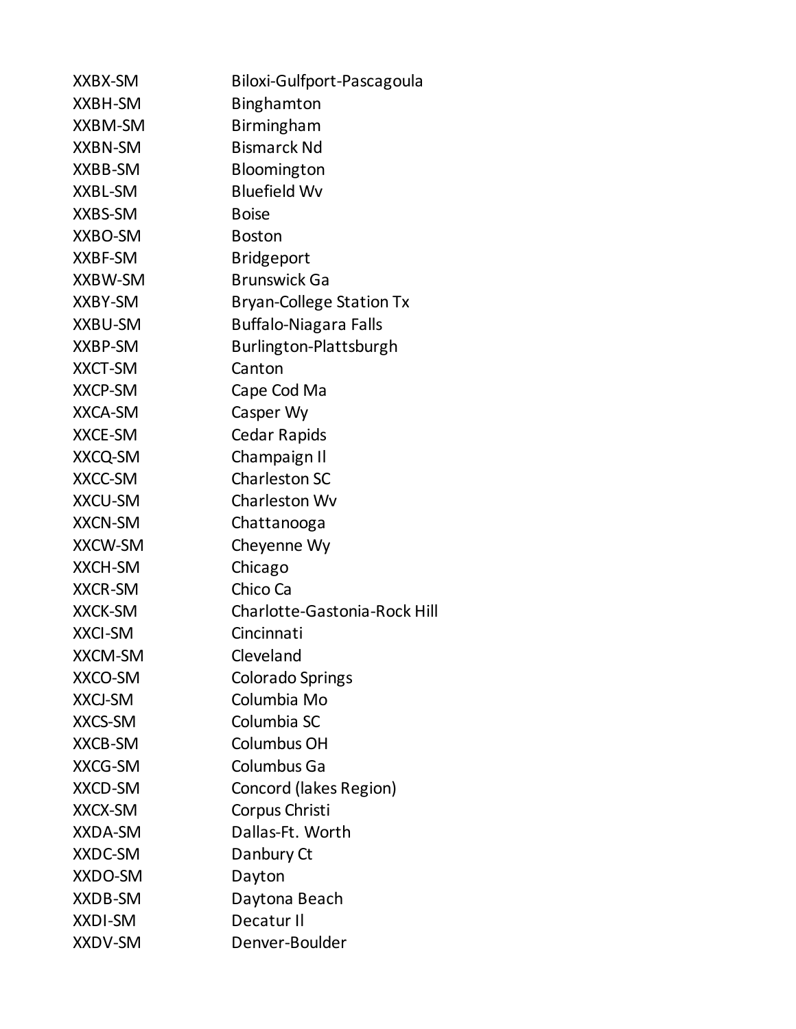| | |
|---|---|
| XXBX-SM | Biloxi-Gulfport-Pascagoula |
| XXBH-SM | Binghamton |
| XXBM-SM | Birmingham |
| XXBN-SM | Bismarck Nd |
| XXBB-SM | Bloomington |
| XXBL-SM | Bluefield Wv |
| XXBS-SM | Boise |
| XXBO-SM | Boston |
| XXBF-SM | Bridgeport |
| XXBW-SM | Brunswick Ga |
| XXBY-SM | Bryan-College Station Tx |
| XXBU-SM | Buffalo-Niagara Falls |
| XXBP-SM | Burlington-Plattsburgh |
| XXCT-SM | Canton |
| XXCP-SM | Cape Cod Ma |
| XXCA-SM | Casper Wy |
| XXCE-SM | Cedar Rapids |
| XXCQ-SM | Champaign Il |
| XXCC-SM | Charleston SC |
| XXCU-SM | Charleston Wv |
| XXCN-SM | Chattanooga |
| XXCW-SM | Cheyenne Wy |
| XXCH-SM | Chicago |
| XXCR-SM | Chico Ca |
| XXCK-SM | Charlotte-Gastonia-Rock Hill |
| XXCI-SM | Cincinnati |
| XXCM-SM | Cleveland |
| XXCO-SM | Colorado Springs |
| XXCJ-SM | Columbia Mo |
| XXCS-SM | Columbia SC |
| XXCB-SM | Columbus OH |
| XXCG-SM | Columbus Ga |
| XXCD-SM | Concord (lakes Region) |
| XXCX-SM | Corpus Christi |
| XXDA-SM | Dallas-Ft. Worth |
| XXDC-SM | Danbury Ct |
| XXDO-SM | Dayton |
| XXDB-SM | Daytona Beach |
| XXDI-SM | Decatur Il |
| XXDV-SM | Denver-Boulder |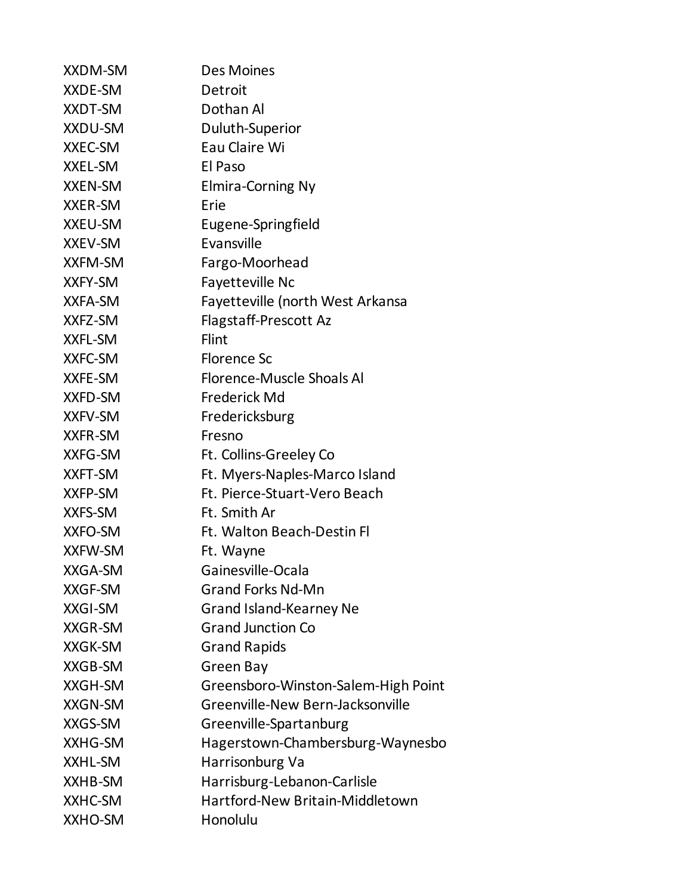| | |
|---|---|
| XXDM-SM | Des Moines |
| XXDE-SM | Detroit |
| XXDT-SM | Dothan Al |
| XXDU-SM | Duluth-Superior |
| XXEC-SM | Eau Claire Wi |
| XXEL-SM | El Paso |
| XXEN-SM | Elmira-Corning Ny |
| XXER-SM | Erie |
| XXEU-SM | Eugene-Springfield |
| XXEV-SM | Evansville |
| XXFM-SM | Fargo-Moorhead |
| XXFY-SM | Fayetteville Nc |
| XXFA-SM | Fayetteville (north West Arkansa |
| XXFZ-SM | Flagstaff-Prescott Az |
| XXFL-SM | Flint |
| XXFC-SM | Florence Sc |
| XXFE-SM | Florence-Muscle Shoals Al |
| XXFD-SM | Frederick Md |
| XXFV-SM | Fredericksburg |
| XXFR-SM | Fresno |
| XXFG-SM | Ft. Collins-Greeley Co |
| XXFT-SM | Ft. Myers-Naples-Marco Island |
| XXFP-SM | Ft. Pierce-Stuart-Vero Beach |
| XXFS-SM | Ft. Smith Ar |
| XXFO-SM | Ft. Walton Beach-Destin Fl |
| XXFW-SM | Ft. Wayne |
| XXGA-SM | Gainesville-Ocala |
| XXGF-SM | Grand Forks Nd-Mn |
| XXGI-SM | Grand Island-Kearney Ne |
| XXGR-SM | Grand Junction Co |
| XXGK-SM | Grand Rapids |
| XXGB-SM | Green Bay |
| XXGH-SM | Greensboro-Winston-Salem-High Point |
| XXGN-SM | Greenville-New Bern-Jacksonville |
| XXGS-SM | Greenville-Spartanburg |
| XXHG-SM | Hagerstown-Chambersburg-Waynesbo |
| XXHL-SM | Harrisonburg Va |
| XXHB-SM | Harrisburg-Lebanon-Carlisle |
| XXHC-SM | Hartford-New Britain-Middletown |
| XXHO-SM | Honolulu |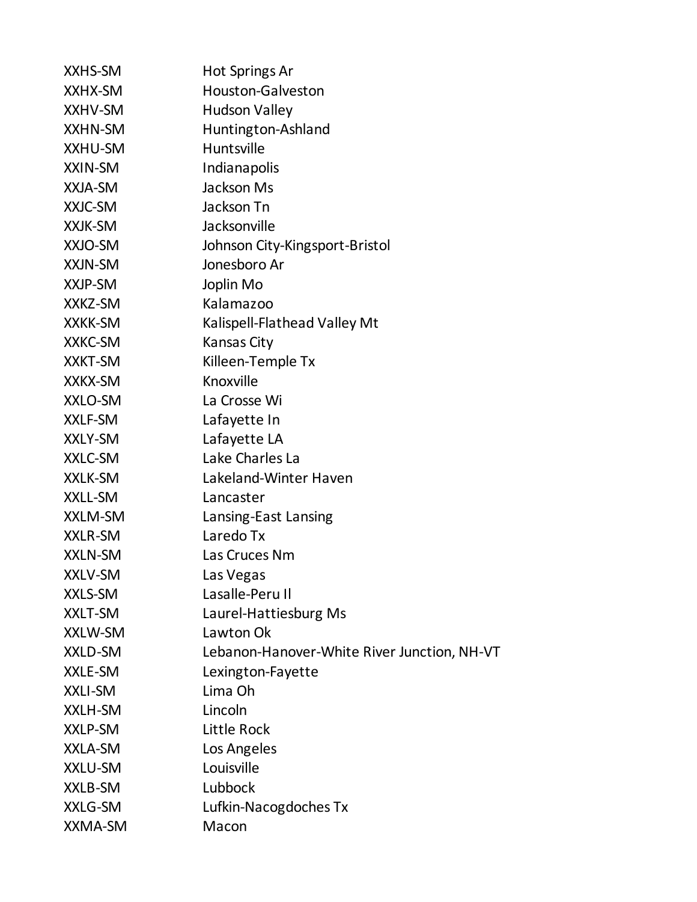| | |
|---|---|
| XXHS-SM | Hot Springs Ar |
| XXHX-SM | Houston-Galveston |
| XXHV-SM | Hudson Valley |
| XXHN-SM | Huntington-Ashland |
| XXHU-SM | Huntsville |
| XXIN-SM | Indianapolis |
| XXJA-SM | Jackson Ms |
| XXJC-SM | Jackson Tn |
| XXJK-SM | Jacksonville |
| XXJO-SM | Johnson City-Kingsport-Bristol |
| XXJN-SM | Jonesboro Ar |
| XXJP-SM | Joplin Mo |
| XXKZ-SM | Kalamazoo |
| XXKK-SM | Kalispell-Flathead Valley Mt |
| XXKC-SM | Kansas City |
| XXKT-SM | Killeen-Temple Tx |
| XXKX-SM | Knoxville |
| XXLO-SM | La Crosse Wi |
| XXLF-SM | Lafayette In |
| XXLY-SM | Lafayette LA |
| XXLC-SM | Lake Charles La |
| XXLK-SM | Lakeland-Winter Haven |
| XXLL-SM | Lancaster |
| XXLM-SM | Lansing-East Lansing |
| XXLR-SM | Laredo Tx |
| XXLN-SM | Las Cruces Nm |
| XXLV-SM | Las Vegas |
| XXLS-SM | Lasalle-Peru Il |
| XXLT-SM | Laurel-Hattiesburg Ms |
| XXLW-SM | Lawton Ok |
| XXLD-SM | Lebanon-Hanover-White River Junction, NH-VT |
| XXLE-SM | Lexington-Fayette |
| XXLI-SM | Lima Oh |
| XXLH-SM | Lincoln |
| XXLP-SM | Little Rock |
| XXLA-SM | Los Angeles |
| XXLU-SM | Louisville |
| XXLB-SM | Lubbock |
| XXLG-SM | Lufkin-Nacogdoches Tx |
| XXMA-SM | Macon |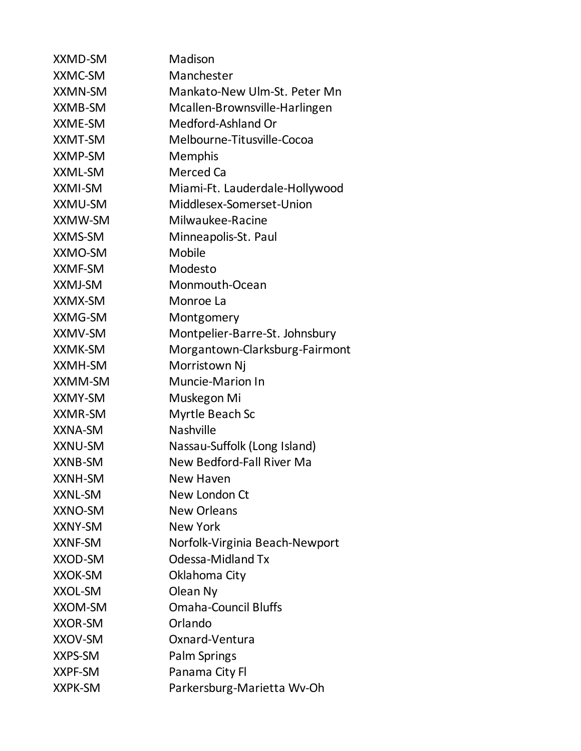| | |
|---|---|
| XXMD-SM | Madison |
| XXMC-SM | Manchester |
| XXMN-SM | Mankato-New Ulm-St. Peter Mn |
| XXMB-SM | Mcallen-Brownsville-Harlingen |
| XXME-SM | Medford-Ashland Or |
| XXMT-SM | Melbourne-Titusville-Cocoa |
| XXMP-SM | Memphis |
| XXML-SM | Merced Ca |
| XXMI-SM | Miami-Ft. Lauderdale-Hollywood |
| XXMU-SM | Middlesex-Somerset-Union |
| XXMW-SM | Milwaukee-Racine |
| XXMS-SM | Minneapolis-St. Paul |
| XXMO-SM | Mobile |
| XXMF-SM | Modesto |
| XXMJ-SM | Monmouth-Ocean |
| XXMX-SM | Monroe La |
| XXMG-SM | Montgomery |
| XXMV-SM | Montpelier-Barre-St. Johnsbury |
| XXMK-SM | Morgantown-Clarksburg-Fairmont |
| XXMH-SM | Morristown Nj |
| XXMM-SM | Muncie-Marion In |
| XXMY-SM | Muskegon Mi |
| XXMR-SM | Myrtle Beach Sc |
| XXNA-SM | Nashville |
| XXNU-SM | Nassau-Suffolk (Long Island) |
| XXNB-SM | New Bedford-Fall River Ma |
| XXNH-SM | New Haven |
| XXNL-SM | New London Ct |
| XXNO-SM | New Orleans |
| XXNY-SM | New York |
| XXNF-SM | Norfolk-Virginia Beach-Newport |
| XXOD-SM | Odessa-Midland Tx |
| XXOK-SM | Oklahoma City |
| XXOL-SM | Olean Ny |
| XXOM-SM | Omaha-Council Bluffs |
| XXOR-SM | Orlando |
| XXOV-SM | Oxnard-Ventura |
| XXPS-SM | Palm Springs |
| XXPF-SM | Panama City Fl |
| XXPK-SM | Parkersburg-Marietta Wv-Oh |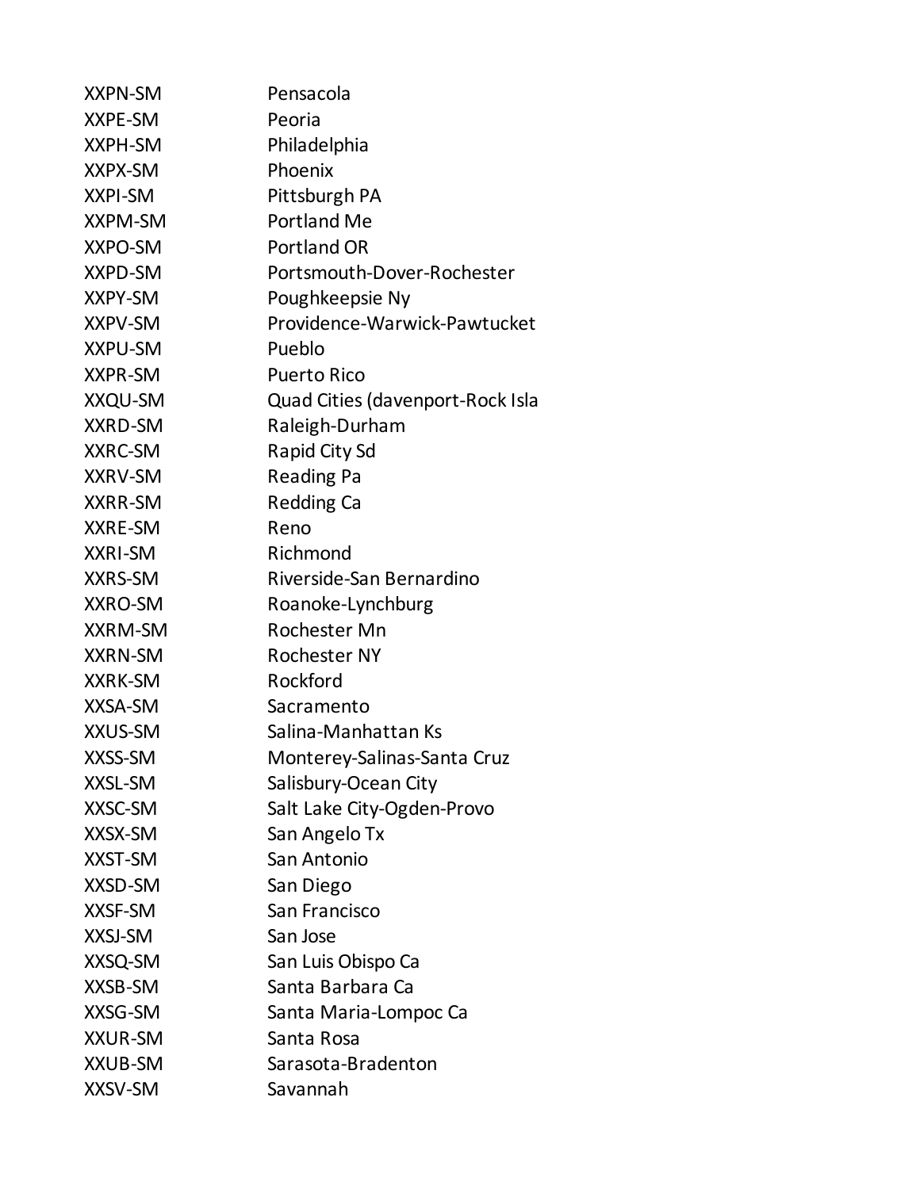| | |
|---|---|
| XXPN-SM | Pensacola |
| XXPE-SM | Peoria |
| XXPH-SM | Philadelphia |
| XXPX-SM | Phoenix |
| XXPI-SM | Pittsburgh PA |
| XXPM-SM | Portland Me |
| XXPO-SM | Portland OR |
| XXPD-SM | Portsmouth-Dover-Rochester |
| XXPY-SM | Poughkeepsie Ny |
| XXPV-SM | Providence-Warwick-Pawtucket |
| XXPU-SM | Pueblo |
| XXPR-SM | Puerto Rico |
| XXQU-SM | Quad Cities (davenport-Rock Isla |
| XXRD-SM | Raleigh-Durham |
| XXRC-SM | Rapid City Sd |
| XXRV-SM | Reading Pa |
| XXRR-SM | Redding Ca |
| XXRE-SM | Reno |
| XXRI-SM | Richmond |
| XXRS-SM | Riverside-San Bernardino |
| XXRO-SM | Roanoke-Lynchburg |
| XXRM-SM | Rochester Mn |
| XXRN-SM | Rochester NY |
| XXRK-SM | Rockford |
| XXSA-SM | Sacramento |
| XXUS-SM | Salina-Manhattan Ks |
| XXSS-SM | Monterey-Salinas-Santa Cruz |
| XXSL-SM | Salisbury-Ocean City |
| XXSC-SM | Salt Lake City-Ogden-Provo |
| XXSX-SM | San Angelo Tx |
| XXST-SM | San Antonio |
| XXSD-SM | San Diego |
| XXSF-SM | San Francisco |
| XXSJ-SM | San Jose |
| XXSQ-SM | San Luis Obispo Ca |
| XXSB-SM | Santa Barbara Ca |
| XXSG-SM | Santa Maria-Lompoc Ca |
| XXUR-SM | Santa Rosa |
| XXUB-SM | Sarasota-Bradenton |
| XXSV-SM | Savannah |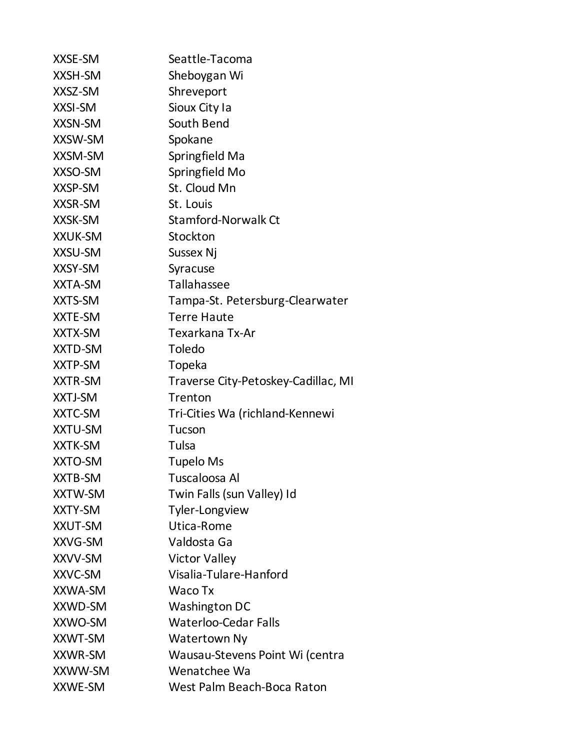| | |
|---|---|
| XXSE-SM | Seattle-Tacoma |
| XXSH-SM | Sheboygan Wi |
| XXSZ-SM | Shreveport |
| XXSI-SM | Sioux City Ia |
| XXSN-SM | South Bend |
| XXSW-SM | Spokane |
| XXSM-SM | Springfield Ma |
| XXSO-SM | Springfield Mo |
| XXSP-SM | St. Cloud Mn |
| XXSR-SM | St. Louis |
| XXSK-SM | Stamford-Norwalk Ct |
| XXUK-SM | Stockton |
| XXSU-SM | Sussex Nj |
| XXSY-SM | Syracuse |
| XXTA-SM | Tallahassee |
| XXTS-SM | Tampa-St. Petersburg-Clearwater |
| XXTE-SM | Terre Haute |
| XXTX-SM | Texarkana Tx-Ar |
| XXTD-SM | Toledo |
| XXTP-SM | Topeka |
| XXTR-SM | Traverse City-Petoskey-Cadillac, MI |
| XXTJ-SM | Trenton |
| XXTC-SM | Tri-Cities Wa (richland-Kennewi |
| XXTU-SM | Tucson |
| XXTK-SM | Tulsa |
| XXTO-SM | Tupelo Ms |
| XXTB-SM | Tuscaloosa Al |
| XXTW-SM | Twin Falls (sun Valley) Id |
| XXTY-SM | Tyler-Longview |
| XXUT-SM | Utica-Rome |
| XXVG-SM | Valdosta Ga |
| XXVV-SM | Victor Valley |
| XXVC-SM | Visalia-Tulare-Hanford |
| XXWA-SM | Waco Tx |
| XXWD-SM | Washington DC |
| XXWO-SM | Waterloo-Cedar Falls |
| XXWT-SM | Watertown Ny |
| XXWR-SM | Wausau-Stevens Point Wi (centra |
| XXWW-SM | Wenatchee Wa |
| XXWE-SM | West Palm Beach-Boca Raton |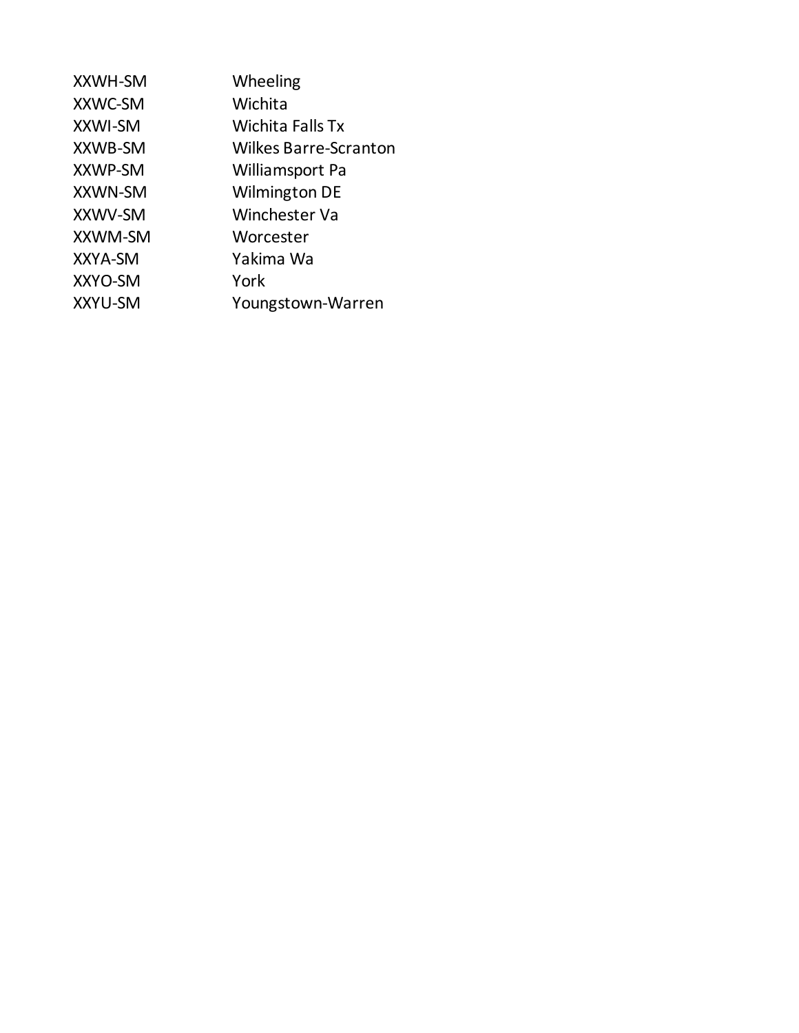| | |
|---|---|
| XXWH-SM | Wheeling |
| XXWC-SM | Wichita |
| XXWI-SM | Wichita Falls Tx |
| XXWB-SM | Wilkes Barre-Scranton |
| XXWP-SM | Williamsport Pa |
| XXWN-SM | Wilmington DE |
| XXWV-SM | Winchester Va |
| XXWM-SM | Worcester |
| XXYA-SM | Yakima Wa |
| XXYO-SM | York |
| XXYU-SM | Youngstown-Warren |